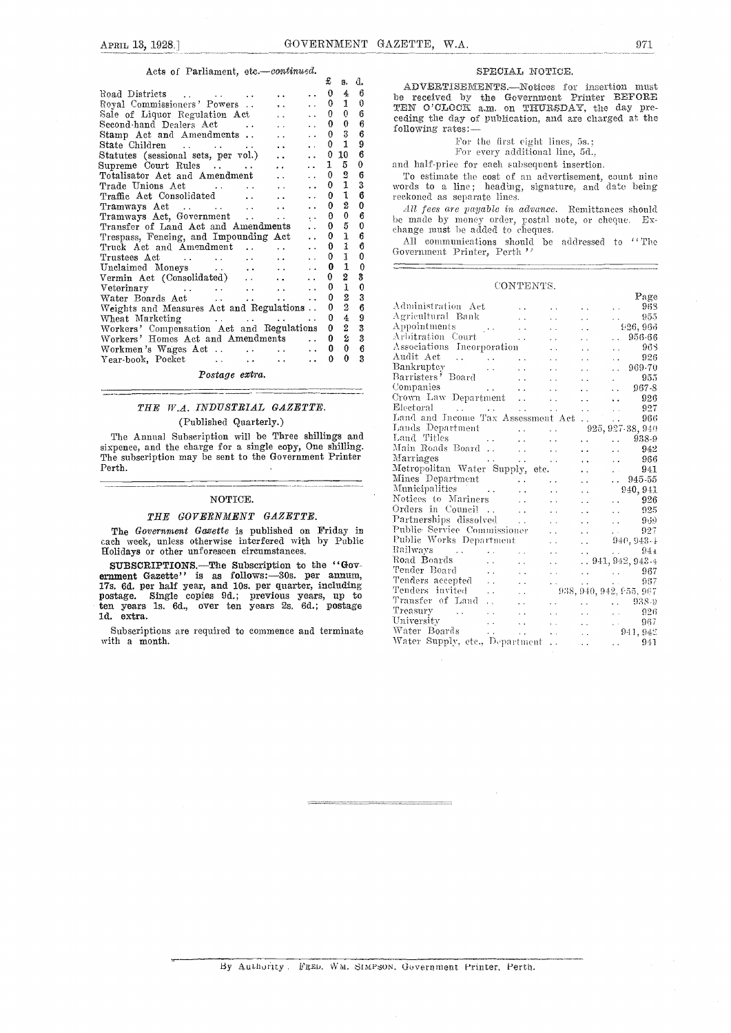Acts of Parliament, etc.—*continued.*

| | £ | s. | d. |
|---|---|---|---|
| Road Districts | 0 | 4 | 6 |
| Royal Commissioners' Powers | 0 | 1 | 0 |
| Sale of Liquor Regulation Act | 0 | 0 | 6 |
| Second-hand Dealers Act | 0 | 0 | 6 |
| Stamp Act and Amendments | 0 | 3 | 6 |
| State Children | 0 | 1 | 9 |
| Statutes (sessional sets, per vol.) | 0 | 10 | 6 |
| Supreme Court Rules | 1 | 5 | 0 |
| Totalisator Act and Amendment | 0 | 2 | 6 |
| Trade Unions Act | 0 | 1 | 3 |
| Traffic Act Consolidated | 0 | 1 | 6 |
| Tramways Act | 0 | 2 | 0 |
| Tramways Act, Government | 0 | 0 | 6 |
| Transfer of Land Act and Amendments | 0 | 5 | 0 |
| Trespass, Fencing, and Impounding Act | 0 | 1 | 6 |
| Truck Act and Amendment | 0 | 1 | 6 |
| Trustees Act | 0 | 1 | 0 |
| Unclaimed Moneys | 0 | 1 | 0 |
| Vermin Act (Consolidated) | 0 | 2 | 3 |
| Veterinary | 0 | 1 | 0 |
| Water Boards Act | 0 | 2 | 3 |
| Weights and Measures Act and Regulations | 0 | 2 | 6 |
| Wheat Marketing | 0 | 4 | 9 |
| Workers' Compensation Act and Regulations | 0 | 2 | 3 |
| Workers' Homes Act and Amendments | 0 | 2 | 3 |
| Workmen's Wages Act | 0 | 0 | 6 |
| Year-book, Pocket | 0 | 0 | 3 |

*Postage extra.*

## *THE W.A. INDUSTRIAL GAZETTE.*

(Published Quarterly.)

The Annual Subscription will be Three shillings and sixpence, and the charge for a single copy, One shilling. The subscription may be sent to the Government Printer Perth.

## NOTICE.

### *THE GOVERNMENT GAZETTE.*

The *Government Gazette* is published on Friday in each week, unless otherwise interfered with by Public Holidays or other unforeseen circumstances.

**SUBSCRIPTIONS.**—The Subscription to the "Government Gazette" is as follows:—30s. per annum, 17s. 6d. per half year, and 10s. per quarter, including postage. Single copies 9d.; previous years, up to ten years 1s. 6d., over ten years 2s. 6d.; postage 1d. extra.

Subscriptions are required to commence and terminate with a month.

## SPECIAL NOTICE.

**ADVERTISEMENTS.**—Notices for insertion must be received by the Government Printer BEFORE TEN O'CLOCK a.m. on THURSDAY, the day preceding the day of publication, and are charged at the following rates:—

For the first eight lines, 5s.;
For every additional line, 5d.,

and half-price for each subsequent insertion.

To estimate the cost of an advertisement, count nine words to a line; heading, signature, and date being reckoned as separate lines.

*All fees are payable in advance.* Remittances should be made by money order, postal note, or cheque. Exchange must be added to cheques.

All communications should be addressed to "The Government Printer, Perth."

## CONTENTS.

| | Page |
|---|---|
| Administration Act | 968 |
| Agricultural Bank | 955 |
| Appointments | 926, 966 |
| Arbitration Court | 956-66 |
| Associations Incorporation | 968 |
| Audit Act | 926 |
| Bankruptcy | 969-70 |
| Barristers' Board | 955 |
| Companies | 967-8 |
| Crown Law Department | 926 |
| Electoral | 927 |
| Land and Income Tax Assessment Act | 966 |
| Lands Department | 925, 927-38, 940 |
| Land Titles | 938-9 |
| Main Roads Board | 942 |
| Marriages | 966 |
| Metropolitan Water Supply, etc. | 941 |
| Mines Department | 945-55 |
| Municipalities | 940, 941 |
| Notices to Mariners | 926 |
| Orders in Council | 925 |
| Partnerships dissolved | 969 |
| Public Service Commissioner | 927 |
| Public Works Department | 940, 943-4 |
| Railways | 944 |
| Road Boards | 941, 942, 943-4 |
| Tender Board | 967 |
| Tenders accepted | 967 |
| Tenders invited | 938, 940, 942, 955, 967 |
| Transfer of Land | 938-9 |
| Treasury | 926 |
| University | 967 |
| Water Boards | 941, 942 |
| Water Supply, etc., Department | 941 |

By Authority: FRED. WM. SIMPSON, Government Printer, Perth.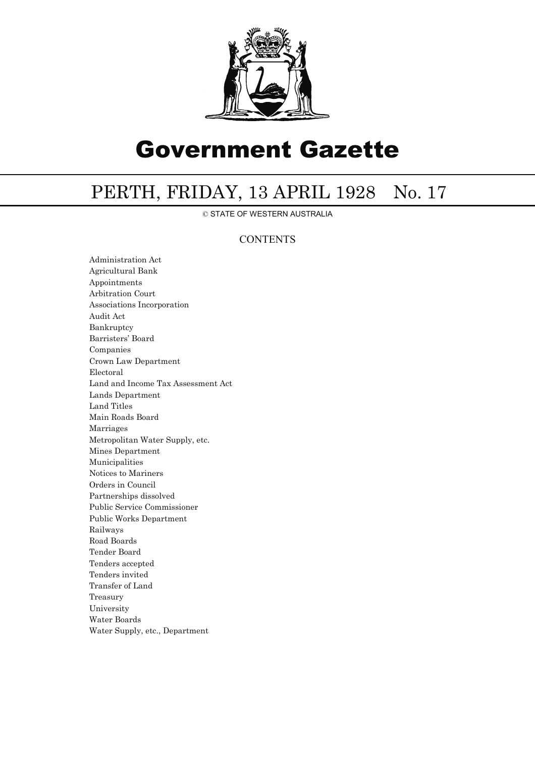# Government Gazette

## PERTH, FRIDAY, 13 APRIL 1928 No. 17

© STATE OF WESTERN AUSTRALIA

### CONTENTS

Administration Act
Agricultural Bank
Appointments
Arbitration Court
Associations Incorporation
Audit Act
Bankruptcy
Barristers' Board
Companies
Crown Law Department
Electoral
Land and Income Tax Assessment Act
Lands Department
Land Titles
Main Roads Board
Marriages
Metropolitan Water Supply, etc.
Mines Department
Municipalities
Notices to Mariners
Orders in Council
Partnerships dissolved
Public Service Commissioner
Public Works Department
Railways
Road Boards
Tender Board
Tenders accepted
Tenders invited
Transfer of Land
Treasury
University
Water Boards
Water Supply, etc., Department